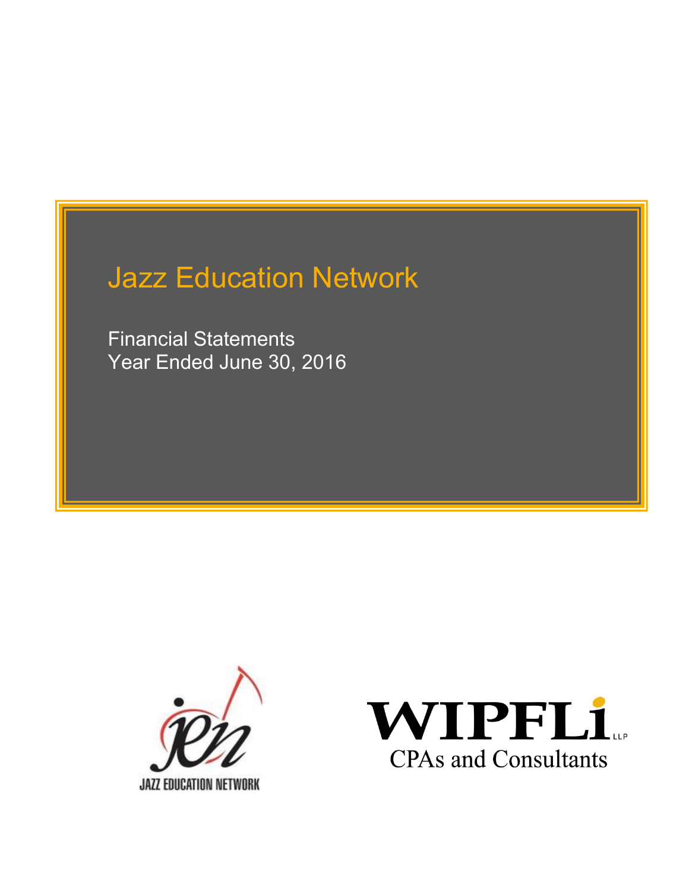# Jazz Education Network

Financial Statements
Year Ended June 30, 2016

JAZZ EDUCATION NETWORK

WIPFLi LLP
CPAs and Consultants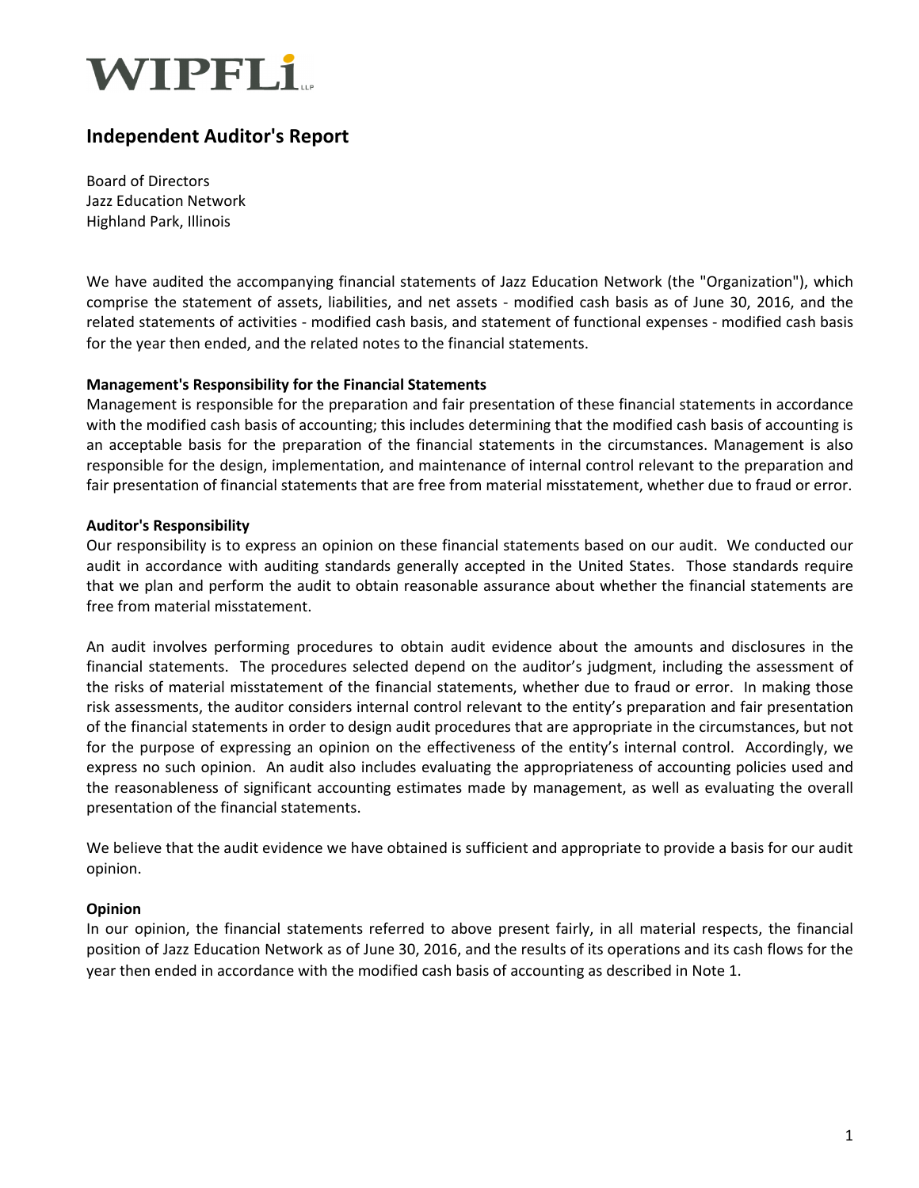WIPFLi LLP

# Independent Auditor's Report

Board of Directors
Jazz Education Network
Highland Park, Illinois

We have audited the accompanying financial statements of Jazz Education Network (the "Organization"), which comprise the statement of assets, liabilities, and net assets - modified cash basis as of June 30, 2016, and the related statements of activities - modified cash basis, and statement of functional expenses - modified cash basis for the year then ended, and the related notes to the financial statements.

**Management's Responsibility for the Financial Statements**

Management is responsible for the preparation and fair presentation of these financial statements in accordance with the modified cash basis of accounting; this includes determining that the modified cash basis of accounting is an acceptable basis for the preparation of the financial statements in the circumstances. Management is also responsible for the design, implementation, and maintenance of internal control relevant to the preparation and fair presentation of financial statements that are free from material misstatement, whether due to fraud or error.

**Auditor's Responsibility**

Our responsibility is to express an opinion on these financial statements based on our audit. We conducted our audit in accordance with auditing standards generally accepted in the United States. Those standards require that we plan and perform the audit to obtain reasonable assurance about whether the financial statements are free from material misstatement.

An audit involves performing procedures to obtain audit evidence about the amounts and disclosures in the financial statements. The procedures selected depend on the auditor's judgment, including the assessment of the risks of material misstatement of the financial statements, whether due to fraud or error. In making those risk assessments, the auditor considers internal control relevant to the entity's preparation and fair presentation of the financial statements in order to design audit procedures that are appropriate in the circumstances, but not for the purpose of expressing an opinion on the effectiveness of the entity's internal control. Accordingly, we express no such opinion. An audit also includes evaluating the appropriateness of accounting policies used and the reasonableness of significant accounting estimates made by management, as well as evaluating the overall presentation of the financial statements.

We believe that the audit evidence we have obtained is sufficient and appropriate to provide a basis for our audit opinion.

**Opinion**

In our opinion, the financial statements referred to above present fairly, in all material respects, the financial position of Jazz Education Network as of June 30, 2016, and the results of its operations and its cash flows for the year then ended in accordance with the modified cash basis of accounting as described in Note 1.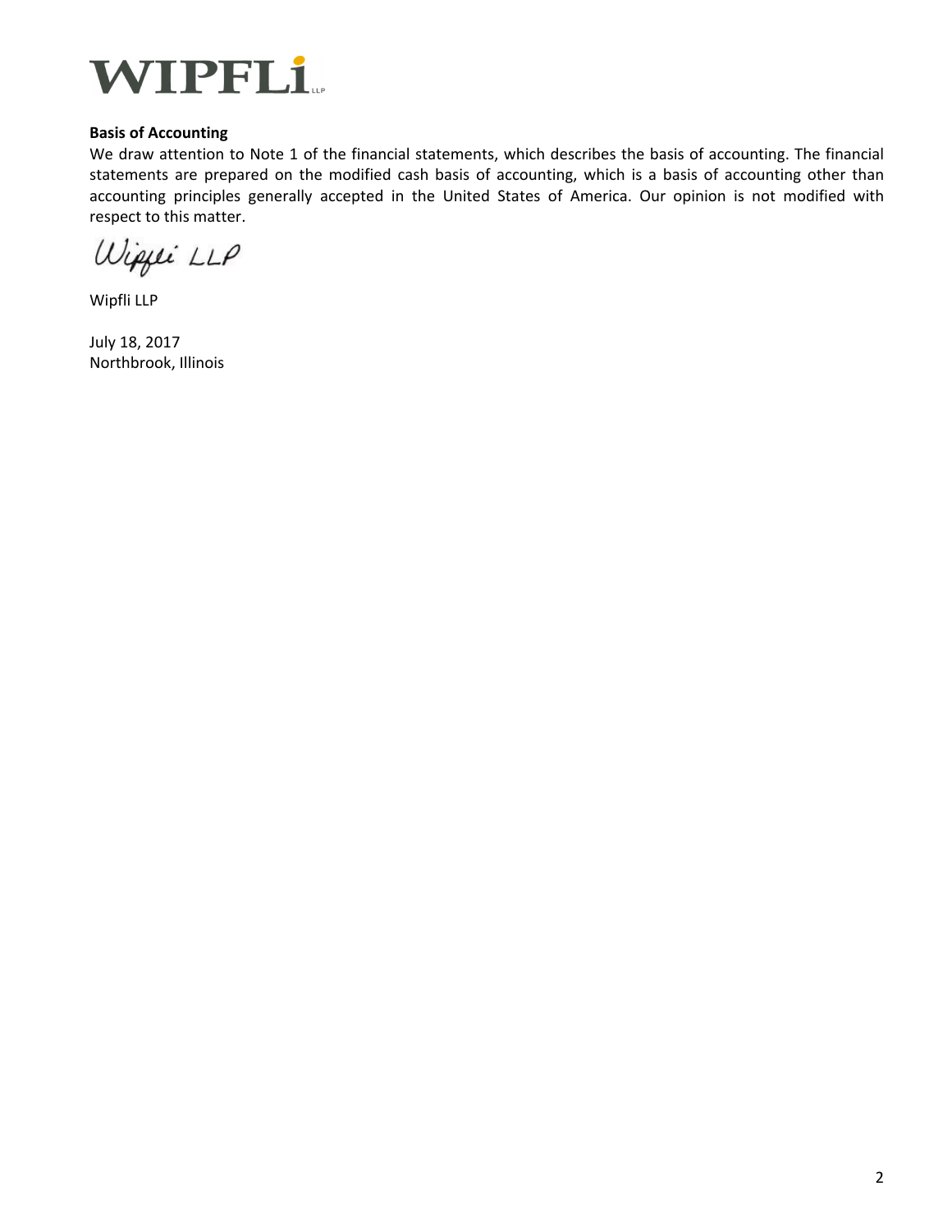**Basis of Accounting**

We draw attention to Note 1 of the financial statements, which describes the basis of accounting. The financial statements are prepared on the modified cash basis of accounting, which is a basis of accounting other than accounting principles generally accepted in the United States of America. Our opinion is not modified with respect to this matter.

Wipfli LLP

Wipfli LLP

July 18, 2017
Northbrook, Illinois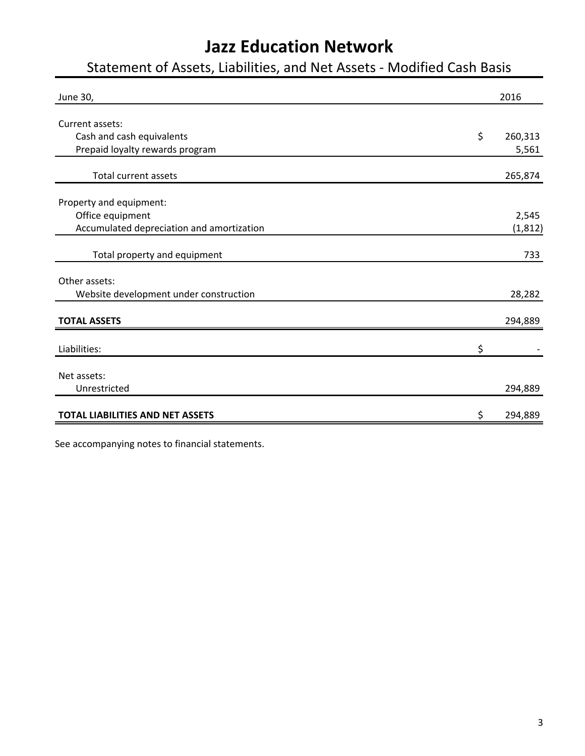# Jazz Education Network

## Statement of Assets, Liabilities, and Net Assets - Modified Cash Basis

| June 30, | 2016 |
|---|---|
| Current assets: | |
| Cash and cash equivalents | $ 260,313 |
| Prepaid loyalty rewards program | 5,561 |
| Total current assets | 265,874 |
| Property and equipment: | |
| Office equipment | 2,545 |
| Accumulated depreciation and amortization | (1,812) |
| Total property and equipment | 733 |
| Other assets: | |
| Website development under construction | 28,282 |
| **TOTAL ASSETS** | 294,889 |
| Liabilities: | $ - |
| Net assets: | |
| Unrestricted | 294,889 |
| **TOTAL LIABILITIES AND NET ASSETS** | $ 294,889 |

See accompanying notes to financial statements.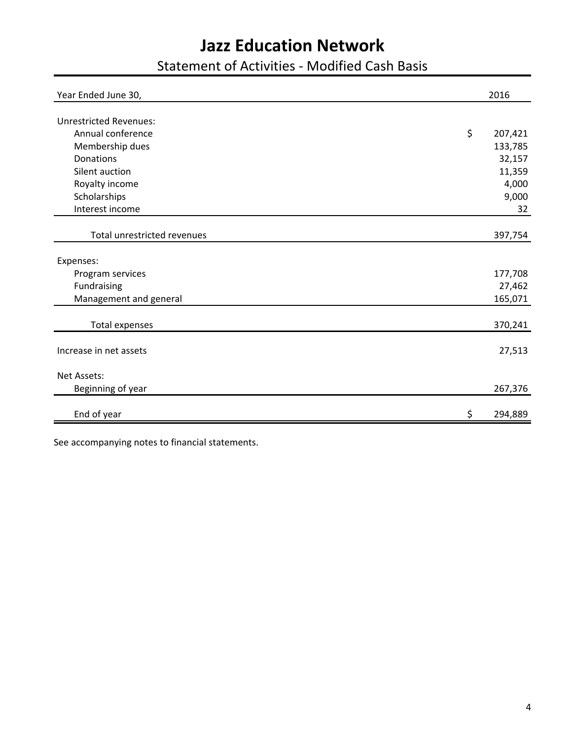# Jazz Education Network

## Statement of Activities - Modified Cash Basis

| Year Ended June 30, | 2016 |
|---|---|
| **Unrestricted Revenues:** | |
| Annual conference | $ 207,421 |
| Membership dues | 133,785 |
| Donations | 32,157 |
| Silent auction | 11,359 |
| Royalty income | 4,000 |
| Scholarships | 9,000 |
| Interest income | 32 |
| Total unrestricted revenues | 397,754 |
| **Expenses:** | |
| Program services | 177,708 |
| Fundraising | 27,462 |
| Management and general | 165,071 |
| Total expenses | 370,241 |
| Increase in net assets | 27,513 |
| **Net Assets:** | |
| Beginning of year | 267,376 |
| End of year | $ 294,889 |

See accompanying notes to financial statements.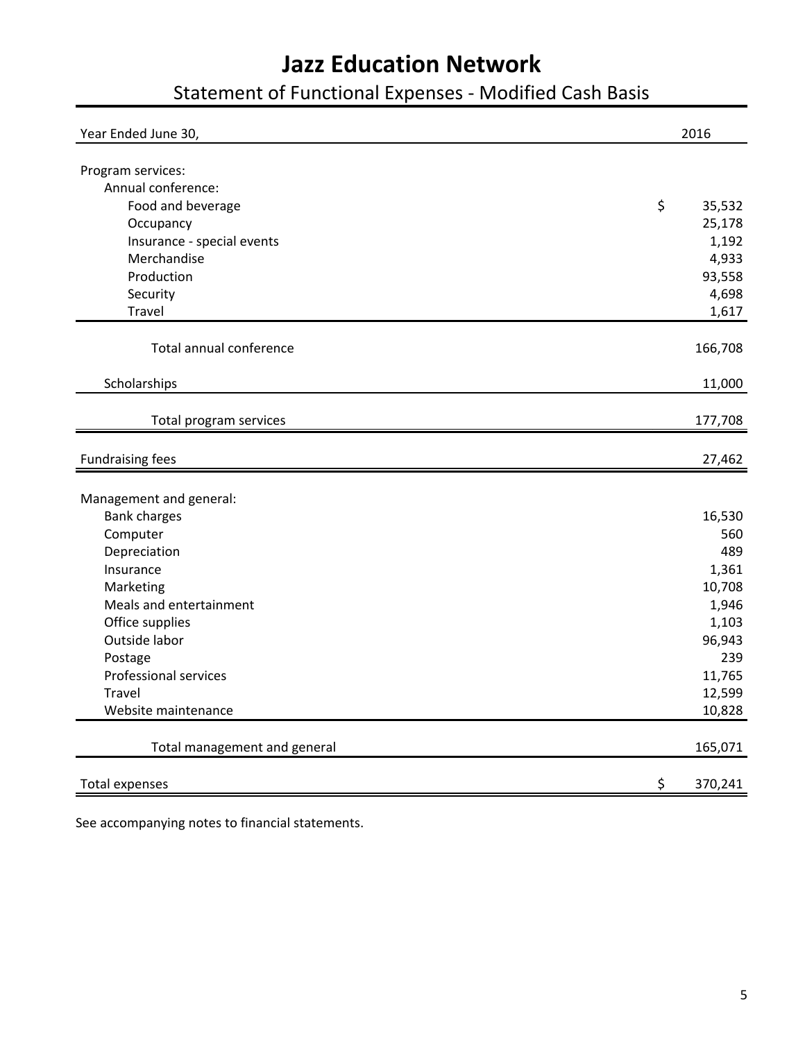# Jazz Education Network

## Statement of Functional Expenses - Modified Cash Basis

| Year Ended June 30, | 2016 |
|---|---|
| Program services: | |
| Annual conference: | |
| Food and beverage | $ 35,532 |
| Occupancy | 25,178 |
| Insurance - special events | 1,192 |
| Merchandise | 4,933 |
| Production | 93,558 |
| Security | 4,698 |
| Travel | 1,617 |
| Total annual conference | 166,708 |
| Scholarships | 11,000 |
| Total program services | 177,708 |
| Fundraising fees | 27,462 |
| Management and general: | |
| Bank charges | 16,530 |
| Computer | 560 |
| Depreciation | 489 |
| Insurance | 1,361 |
| Marketing | 10,708 |
| Meals and entertainment | 1,946 |
| Office supplies | 1,103 |
| Outside labor | 96,943 |
| Postage | 239 |
| Professional services | 11,765 |
| Travel | 12,599 |
| Website maintenance | 10,828 |
| Total management and general | 165,071 |
| Total expenses | $ 370,241 |

See accompanying notes to financial statements.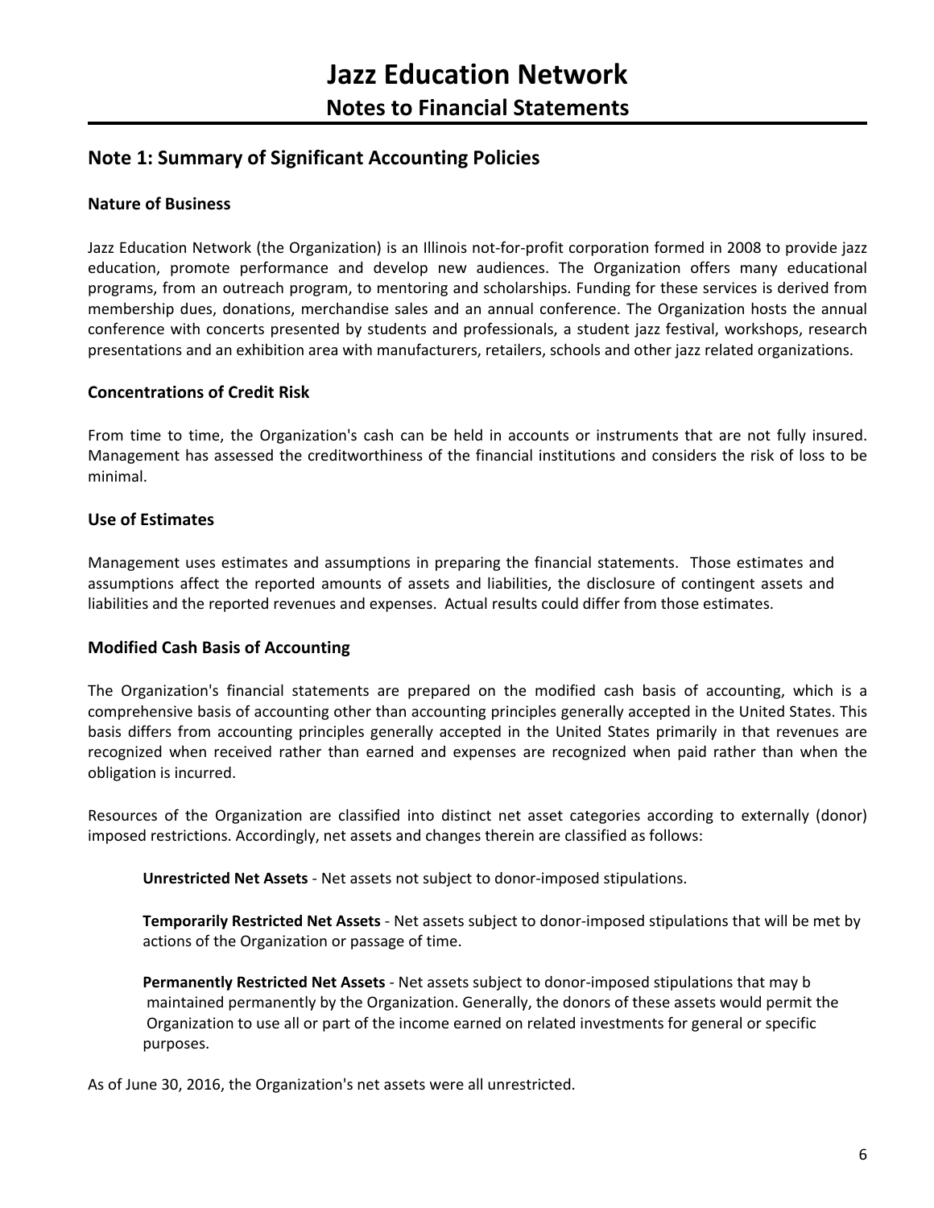# Jazz Education Network

## Notes to Financial Statements

## Note 1: Summary of Significant Accounting Policies

### Nature of Business

Jazz Education Network (the Organization) is an Illinois not-for-profit corporation formed in 2008 to provide jazz education, promote performance and develop new audiences. The Organization offers many educational programs, from an outreach program, to mentoring and scholarships. Funding for these services is derived from membership dues, donations, merchandise sales and an annual conference. The Organization hosts the annual conference with concerts presented by students and professionals, a student jazz festival, workshops, research presentations and an exhibition area with manufacturers, retailers, schools and other jazz related organizations.

### Concentrations of Credit Risk

From time to time, the Organization's cash can be held in accounts or instruments that are not fully insured. Management has assessed the creditworthiness of the financial institutions and considers the risk of loss to be minimal.

### Use of Estimates

Management uses estimates and assumptions in preparing the financial statements. Those estimates and assumptions affect the reported amounts of assets and liabilities, the disclosure of contingent assets and liabilities and the reported revenues and expenses. Actual results could differ from those estimates.

### Modified Cash Basis of Accounting

The Organization's financial statements are prepared on the modified cash basis of accounting, which is a comprehensive basis of accounting other than accounting principles generally accepted in the United States. This basis differs from accounting principles generally accepted in the United States primarily in that revenues are recognized when received rather than earned and expenses are recognized when paid rather than when the obligation is incurred.

Resources of the Organization are classified into distinct net asset categories according to externally (donor) imposed restrictions. Accordingly, net assets and changes therein are classified as follows:

**Unrestricted Net Assets** - Net assets not subject to donor-imposed stipulations.

**Temporarily Restricted Net Assets** - Net assets subject to donor-imposed stipulations that will be met by actions of the Organization or passage of time.

**Permanently Restricted Net Assets** - Net assets subject to donor-imposed stipulations that may b maintained permanently by the Organization. Generally, the donors of these assets would permit the Organization to use all or part of the income earned on related investments for general or specific purposes.

As of June 30, 2016, the Organization's net assets were all unrestricted.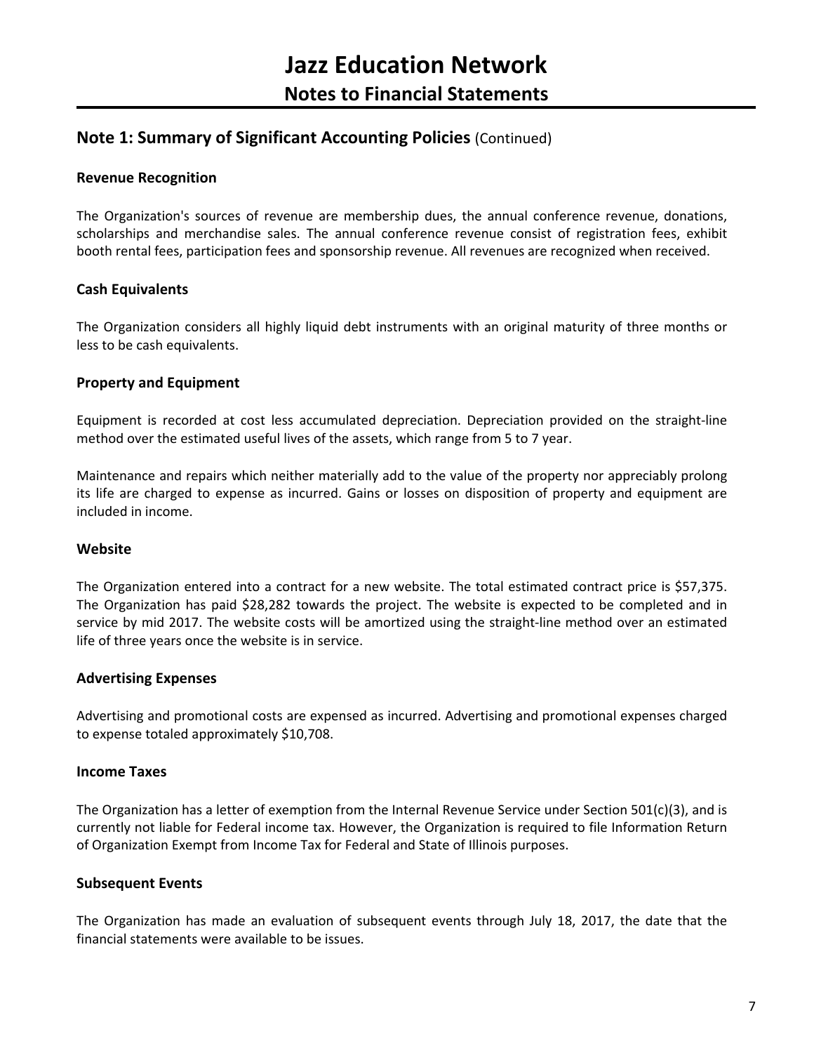## Note 1: Summary of Significant Accounting Policies (Continued)

### Revenue Recognition

The Organization's sources of revenue are membership dues, the annual conference revenue, donations, scholarships and merchandise sales. The annual conference revenue consist of registration fees, exhibit booth rental fees, participation fees and sponsorship revenue. All revenues are recognized when received.

### Cash Equivalents

The Organization considers all highly liquid debt instruments with an original maturity of three months or less to be cash equivalents.

### Property and Equipment

Equipment is recorded at cost less accumulated depreciation. Depreciation provided on the straight-line method over the estimated useful lives of the assets, which range from 5 to 7 year.

Maintenance and repairs which neither materially add to the value of the property nor appreciably prolong its life are charged to expense as incurred. Gains or losses on disposition of property and equipment are included in income.

### Website

The Organization entered into a contract for a new website. The total estimated contract price is $57,375. The Organization has paid $28,282 towards the project. The website is expected to be completed and in service by mid 2017. The website costs will be amortized using the straight-line method over an estimated life of three years once the website is in service.

### Advertising Expenses

Advertising and promotional costs are expensed as incurred. Advertising and promotional expenses charged to expense totaled approximately $10,708.

### Income Taxes

The Organization has a letter of exemption from the Internal Revenue Service under Section 501(c)(3), and is currently not liable for Federal income tax. However, the Organization is required to file Information Return of Organization Exempt from Income Tax for Federal and State of Illinois purposes.

### Subsequent Events

The Organization has made an evaluation of subsequent events through July 18, 2017, the date that the financial statements were available to be issues.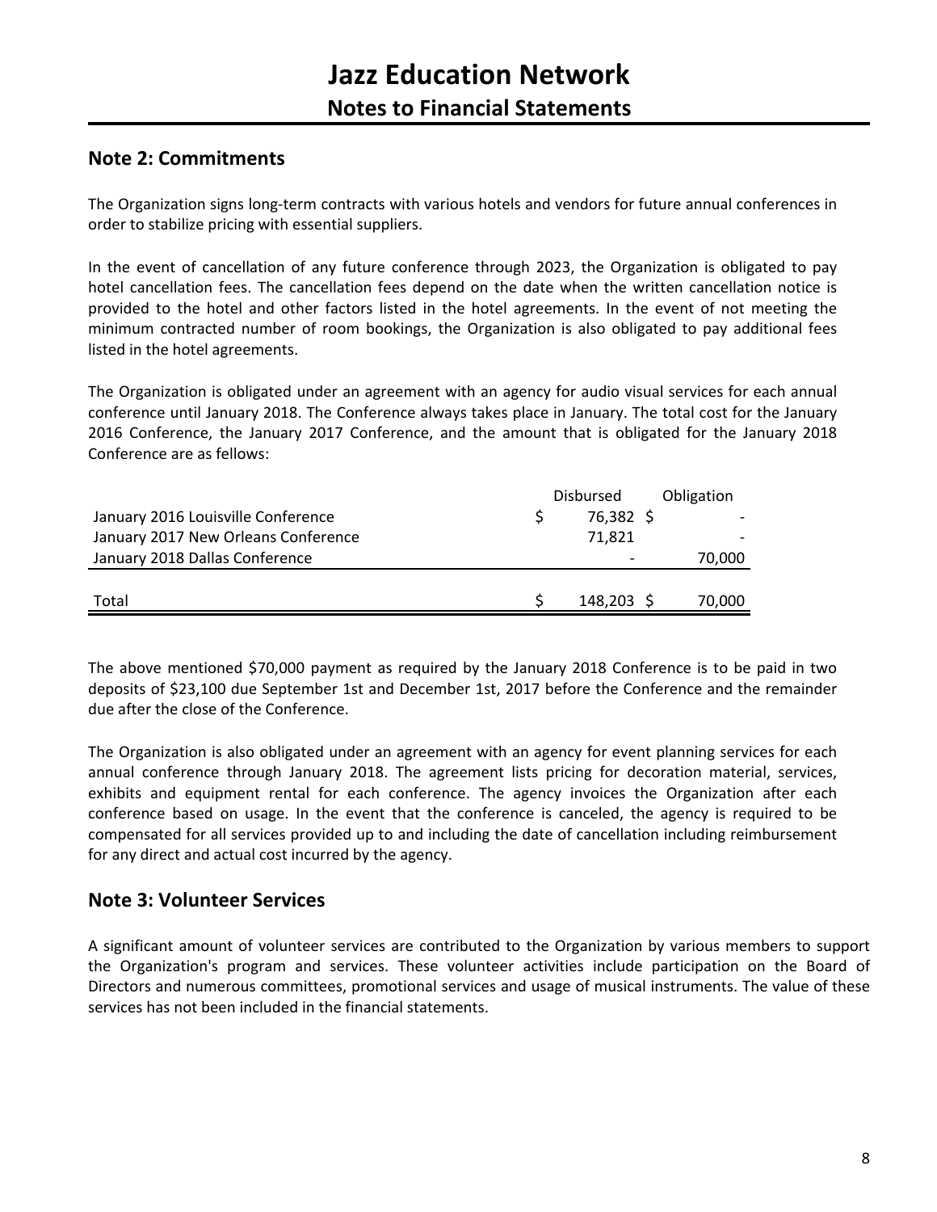# Jazz Education Network

## Notes to Financial Statements

### Note 2: Commitments

The Organization signs long-term contracts with various hotels and vendors for future annual conferences in order to stabilize pricing with essential suppliers.

In the event of cancellation of any future conference through 2023, the Organization is obligated to pay hotel cancellation fees. The cancellation fees depend on the date when the written cancellation notice is provided to the hotel and other factors listed in the hotel agreements. In the event of not meeting the minimum contracted number of room bookings, the Organization is also obligated to pay additional fees listed in the hotel agreements.

The Organization is obligated under an agreement with an agency for audio visual services for each annual conference until January 2018. The Conference always takes place in January. The total cost for the January 2016 Conference, the January 2017 Conference, and the amount that is obligated for the January 2018 Conference are as fellows:

| | Disbursed | Obligation |
|---|---|---|
| January 2016 Louisville Conference | $ 76,382 | $ - |
| January 2017 New Orleans Conference | 71,821 | - |
| January 2018 Dallas Conference | - | 70,000 |
| Total | $ 148,203 | $ 70,000 |

The above mentioned $70,000 payment as required by the January 2018 Conference is to be paid in two deposits of $23,100 due September 1st and December 1st, 2017 before the Conference and the remainder due after the close of the Conference.

The Organization is also obligated under an agreement with an agency for event planning services for each annual conference through January 2018. The agreement lists pricing for decoration material, services, exhibits and equipment rental for each conference. The agency invoices the Organization after each conference based on usage. In the event that the conference is canceled, the agency is required to be compensated for all services provided up to and including the date of cancellation including reimbursement for any direct and actual cost incurred by the agency.

### Note 3: Volunteer Services

A significant amount of volunteer services are contributed to the Organization by various members to support the Organization's program and services. These volunteer activities include participation on the Board of Directors and numerous committees, promotional services and usage of musical instruments. The value of these services has not been included in the financial statements.